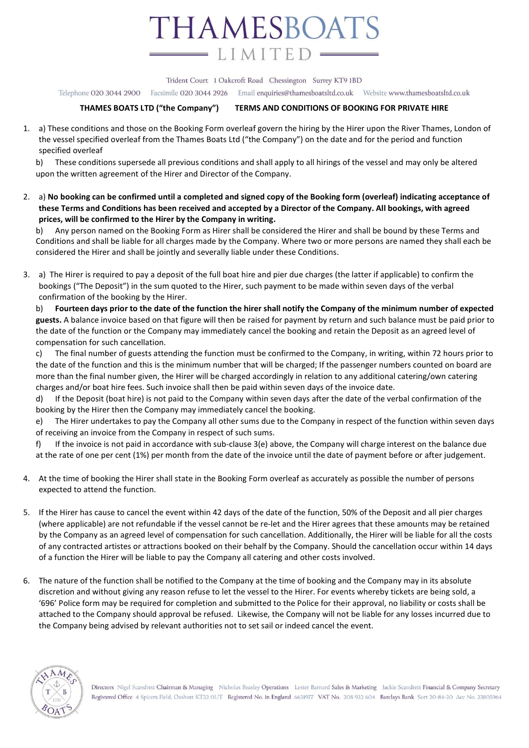# THAMESBOATS LIMITED

Trident Court 1 Oakcroft Road Chessington Surrey KT9 1BD

Telephone 020 3044 2900 Facsimile 020 3044 2926 Email enquiries@thamesboatsltd.co.uk Website www.thamesboatsltd.co.uk

**THAMES BOATS LTD ("the Company") TERMS AND CONDITIONS OF BOOKING FOR PRIVATE HIRE**

1. a) These conditions and those on the Booking Form overleaf govern the hiring by the Hirer upon the River Thames, London of the vessel specified overleaf from the Thames Boats Ltd ("the Company") on the date and for the period and function specified overleaf

   b) These conditions supersede all previous conditions and shall apply to all hirings of the vessel and may only be altered upon the written agreement of the Hirer and Director of the Company.

2. a) **No booking can be confirmed until a completed and signed copy of the Booking form (overleaf) indicating acceptance of these Terms and Conditions has been received and accepted by a Director of the Company. All bookings, with agreed prices, will be confirmed to the Hirer by the Company in writing.**

   b) Any person named on the Booking Form as Hirer shall be considered the Hirer and shall be bound by these Terms and Conditions and shall be liable for all charges made by the Company. Where two or more persons are named they shall each be considered the Hirer and shall be jointly and severally liable under these Conditions.

3. a) The Hirer is required to pay a deposit of the full boat hire and pier due charges (the latter if applicable) to confirm the bookings ("The Deposit") in the sum quoted to the Hirer, such payment to be made within seven days of the verbal confirmation of the booking by the Hirer.

   b) **Fourteen days prior to the date of the function the hirer shall notify the Company of the minimum number of expected guests.** A balance invoice based on that figure will then be raised for payment by return and such balance must be paid prior to the date of the function or the Company may immediately cancel the booking and retain the Deposit as an agreed level of compensation for such cancellation.

   c) The final number of guests attending the function must be confirmed to the Company, in writing, within 72 hours prior to the date of the function and this is the minimum number that will be charged; If the passenger numbers counted on board are more than the final number given, the Hirer will be charged accordingly in relation to any additional catering/own catering charges and/or boat hire fees. Such invoice shall then be paid within seven days of the invoice date.

   d) If the Deposit (boat hire) is not paid to the Company within seven days after the date of the verbal confirmation of the booking by the Hirer then the Company may immediately cancel the booking.

   e) The Hirer undertakes to pay the Company all other sums due to the Company in respect of the function within seven days of receiving an invoice from the Company in respect of such sums.

   f) If the invoice is not paid in accordance with sub-clause 3(e) above, the Company will charge interest on the balance due at the rate of one per cent (1%) per month from the date of the invoice until the date of payment before or after judgement.

4. At the time of booking the Hirer shall state in the Booking Form overleaf as accurately as possible the number of persons expected to attend the function.

5. If the Hirer has cause to cancel the event within 42 days of the date of the function, 50% of the Deposit and all pier charges (where applicable) are not refundable if the vessel cannot be re-let and the Hirer agrees that these amounts may be retained by the Company as an agreed level of compensation for such cancellation. Additionally, the Hirer will be liable for all the costs of any contracted artistes or attractions booked on their behalf by the Company. Should the cancellation occur within 14 days of a function the Hirer will be liable to pay the Company all catering and other costs involved.

6. The nature of the function shall be notified to the Company at the time of booking and the Company may in its absolute discretion and without giving any reason refuse to let the vessel to the Hirer. For events whereby tickets are being sold, a '696' Police form may be required for completion and submitted to the Police for their approval, no liability or costs shall be attached to the Company should approval be refused. Likewise, the Company will not be liable for any losses incurred due to the Company being advised by relevant authorities not to set sail or indeed cancel the event.

Directors Nigel Scandrett Chairman & Managing Nicholas Beasley Operations Lester Barnard Sales & Marketing Jackie Scandrett Financial & Company Secretary
Registered Office 4 Spicers Field, Oxshott KT22 0UT Registered No. in England 6631977 VAT No. 208 922 604 Barclays Bank Sort 20-84-20 Acc No. 23805964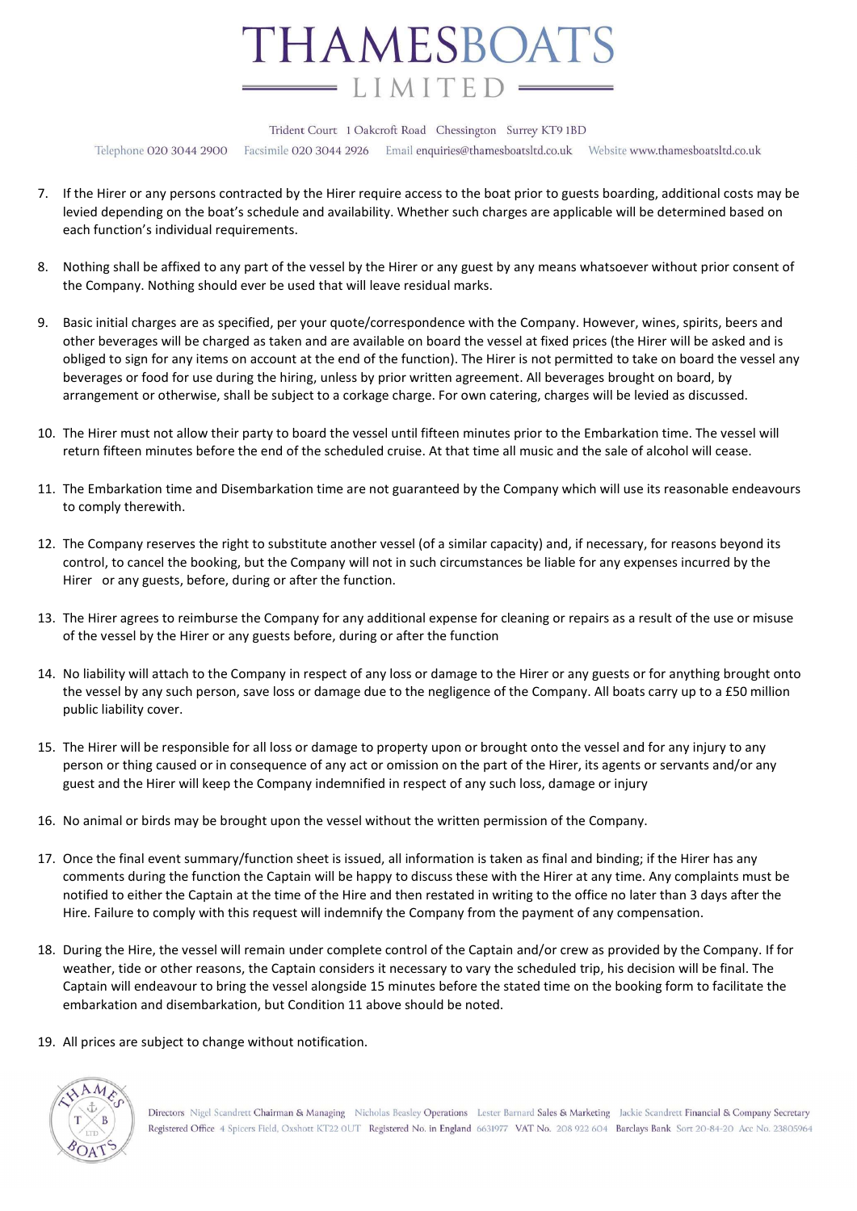7. If the Hirer or any persons contracted by the Hirer require access to the boat prior to guests boarding, additional costs may be levied depending on the boat's schedule and availability. Whether such charges are applicable will be determined based on each function's individual requirements.

8. Nothing shall be affixed to any part of the vessel by the Hirer or any guest by any means whatsoever without prior consent of the Company. Nothing should ever be used that will leave residual marks.

9. Basic initial charges are as specified, per your quote/correspondence with the Company. However, wines, spirits, beers and other beverages will be charged as taken and are available on board the vessel at fixed prices (the Hirer will be asked and is obliged to sign for any items on account at the end of the function). The Hirer is not permitted to take on board the vessel any beverages or food for use during the hiring, unless by prior written agreement. All beverages brought on board, by arrangement or otherwise, shall be subject to a corkage charge. For own catering, charges will be levied as discussed.

10. The Hirer must not allow their party to board the vessel until fifteen minutes prior to the Embarkation time. The vessel will return fifteen minutes before the end of the scheduled cruise. At that time all music and the sale of alcohol will cease.

11. The Embarkation time and Disembarkation time are not guaranteed by the Company which will use its reasonable endeavours to comply therewith.

12. The Company reserves the right to substitute another vessel (of a similar capacity) and, if necessary, for reasons beyond its control, to cancel the booking, but the Company will not in such circumstances be liable for any expenses incurred by the Hirer or any guests, before, during or after the function.

13. The Hirer agrees to reimburse the Company for any additional expense for cleaning or repairs as a result of the use or misuse of the vessel by the Hirer or any guests before, during or after the function

14. No liability will attach to the Company in respect of any loss or damage to the Hirer or any guests or for anything brought onto the vessel by any such person, save loss or damage due to the negligence of the Company. All boats carry up to a £50 million public liability cover.

15. The Hirer will be responsible for all loss or damage to property upon or brought onto the vessel and for any injury to any person or thing caused or in consequence of any act or omission on the part of the Hirer, its agents or servants and/or any guest and the Hirer will keep the Company indemnified in respect of any such loss, damage or injury

16. No animal or birds may be brought upon the vessel without the written permission of the Company.

17. Once the final event summary/function sheet is issued, all information is taken as final and binding; if the Hirer has any comments during the function the Captain will be happy to discuss these with the Hirer at any time. Any complaints must be notified to either the Captain at the time of the Hire and then restated in writing to the office no later than 3 days after the Hire. Failure to comply with this request will indemnify the Company from the payment of any compensation.

18. During the Hire, the vessel will remain under complete control of the Captain and/or crew as provided by the Company. If for weather, tide or other reasons, the Captain considers it necessary to vary the scheduled trip, his decision will be final. The Captain will endeavour to bring the vessel alongside 15 minutes before the stated time on the booking form to facilitate the embarkation and disembarkation, but Condition 11 above should be noted.

19. All prices are subject to change without notification.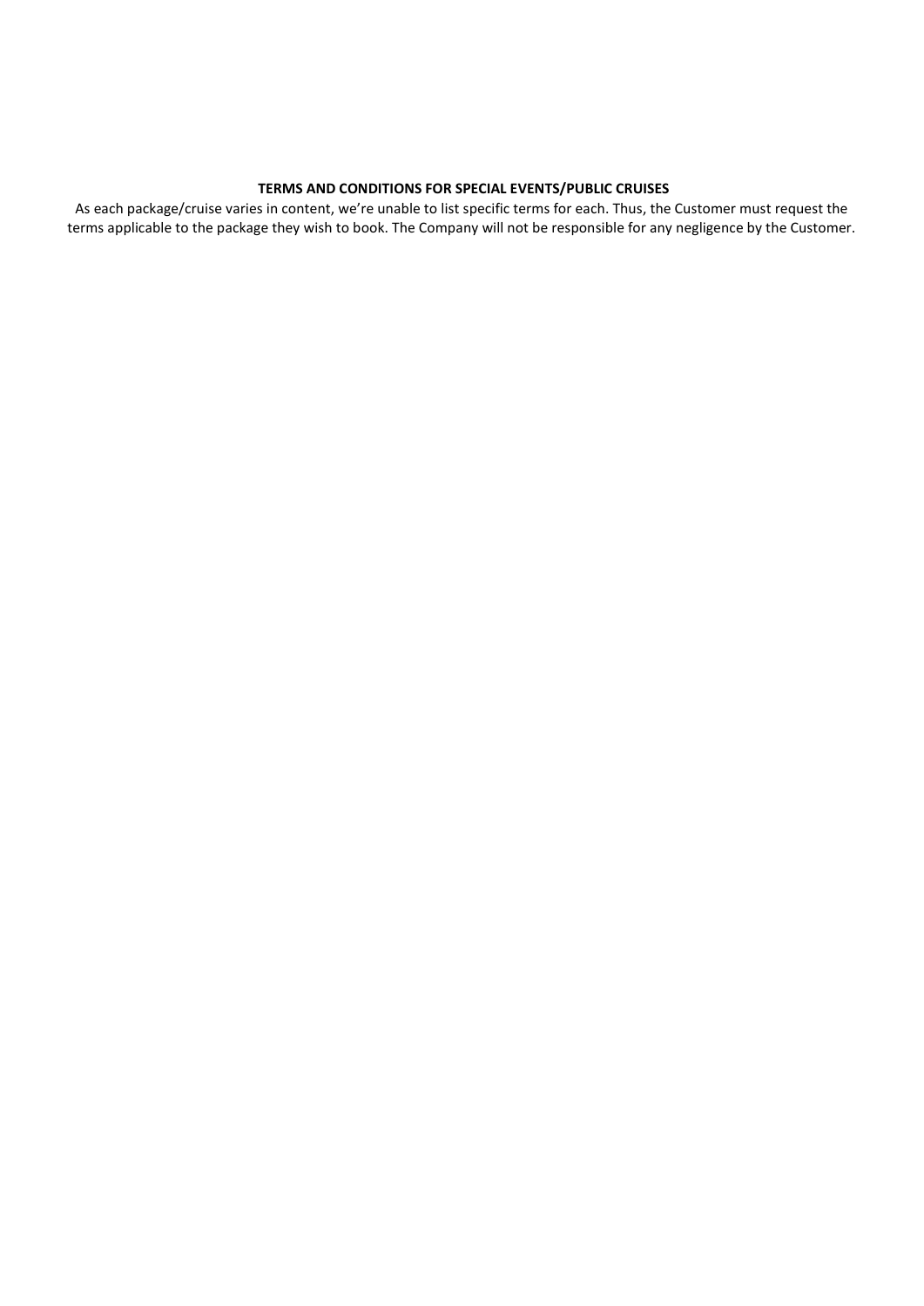**TERMS AND CONDITIONS FOR SPECIAL EVENTS/PUBLIC CRUISES**

As each package/cruise varies in content, we're unable to list specific terms for each. Thus, the Customer must request the terms applicable to the package they wish to book. The Company will not be responsible for any negligence by the Customer.